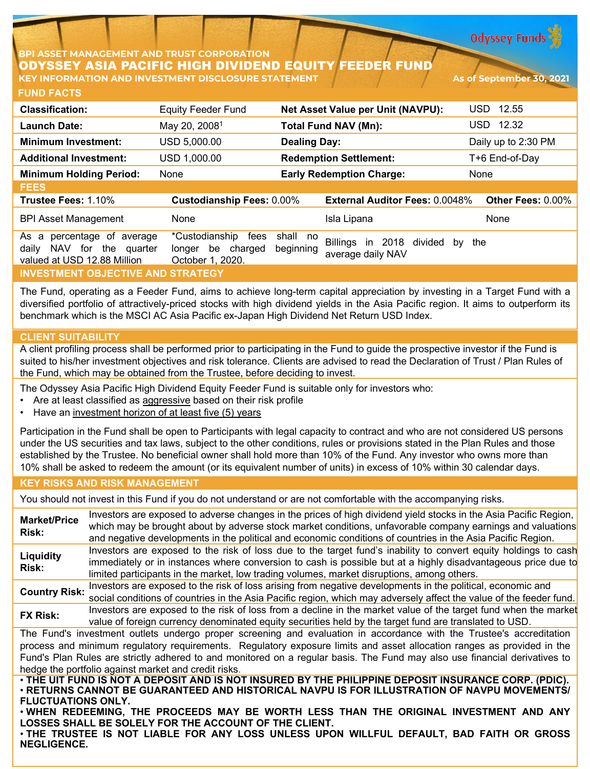Odyssey Funds

BPI ASSET MANAGEMENT AND TRUST CORPORATION

# ODYSSEY ASIA PACIFIC HIGH DIVIDEND EQUITY FEEDER FUND

KEY INFORMATION AND INVESTMENT DISCLOSURE STATEMENT

As of September 30, 2021

## FUND FACTS

| | | | |
|---|---|---|---|
| **Classification:** | Equity Feeder Fund | **Net Asset Value per Unit (NAVPU):** | USD 12.55 |
| **Launch Date:** | May 20, 2008[1] | **Total Fund NAV (Mn):** | USD 12.32 |
| **Minimum Investment:** | USD 5,000.00 | **Dealing Day:** | Daily up to 2:30 PM |
| **Additional Investment:** | USD 1,000.00 | **Redemption Settlement:** | T+6 End-of-Day |
| **Minimum Holding Period:** | None | **Early Redemption Charge:** | None |

## FEES

| **Trustee Fees:** 1.10% | **Custodianship Fees:** 0.00% | **External Auditor Fees:** 0.0048% | **Other Fees:** 0.00% |
|---|---|---|---|
| BPI Asset Management | None | Isla Lipana | None |
| As a percentage of average daily NAV for the quarter valued at USD 12.88 Million | *Custodianship fees shall no longer be charged beginning October 1, 2020. | Billings in 2018 divided by the average daily NAV | |

## INVESTMENT OBJECTIVE AND STRATEGY

The Fund, operating as a Feeder Fund, aims to achieve long-term capital appreciation by investing in a Target Fund with a diversified portfolio of attractively-priced stocks with high dividend yields in the Asia Pacific region. It aims to outperform its benchmark which is the MSCI AC Asia Pacific ex-Japan High Dividend Net Return USD Index.

## CLIENT SUITABILITY

A client profiling process shall be performed prior to participating in the Fund to guide the prospective investor if the Fund is suited to his/her investment objectives and risk tolerance. Clients are advised to read the Declaration of Trust / Plan Rules of the Fund, which may be obtained from the Trustee, before deciding to invest.

The Odyssey Asia Pacific High Dividend Equity Feeder Fund is suitable only for investors who:

- Are at least classified as aggressive based on their risk profile
- Have an investment horizon of at least five (5) years

Participation in the Fund shall be open to Participants with legal capacity to contract and who are not considered US persons under the US securities and tax laws, subject to the other conditions, rules or provisions stated in the Plan Rules and those established by the Trustee. No beneficial owner shall hold more than 10% of the Fund. Any investor who owns more than 10% shall be asked to redeem the amount (or its equivalent number of units) in excess of 10% within 30 calendar days.

## KEY RISKS AND RISK MANAGEMENT

You should not invest in this Fund if you do not understand or are not comfortable with the accompanying risks.

| | |
|---|---|
| **Market/Price Risk:** | Investors are exposed to adverse changes in the prices of high dividend yield stocks in the Asia Pacific Region, which may be brought about by adverse stock market conditions, unfavorable company earnings and valuations and negative developments in the political and economic conditions of countries in the Asia Pacific Region. |
| **Liquidity Risk:** | Investors are exposed to the risk of loss due to the target fund's inability to convert equity holdings to cash immediately or in instances where conversion to cash is possible but at a highly disadvantageous price due to limited participants in the market, low trading volumes, market disruptions, among others. |
| **Country Risk:** | Investors are exposed to the risk of loss arising from negative developments in the political, economic and social conditions of countries in the Asia Pacific region, which may adversely affect the value of the feeder fund. |
| **FX Risk:** | Investors are exposed to the risk of loss from a decline in the market value of the target fund when the market value of foreign currency denominated equity securities held by the target fund are translated to USD. |

The Fund's investment outlets undergo proper screening and evaluation in accordance with the Trustee's accreditation process and minimum regulatory requirements. Regulatory exposure limits and asset allocation ranges as provided in the Fund's Plan Rules are strictly adhered to and monitored on a regular basis. The Fund may also use financial derivatives to hedge the portfolio against market and credit risks.

- **THE UIT FUND IS NOT A DEPOSIT AND IS NOT INSURED BY THE PHILIPPINE DEPOSIT INSURANCE CORP. (PDIC).**
- **RETURNS CANNOT BE GUARANTEED AND HISTORICAL NAVPU IS FOR ILLUSTRATION OF NAVPU MOVEMENTS/ FLUCTUATIONS ONLY.**
- **WHEN REDEEMING, THE PROCEEDS MAY BE WORTH LESS THAN THE ORIGINAL INVESTMENT AND ANY LOSSES SHALL BE SOLELY FOR THE ACCOUNT OF THE CLIENT.**
- **THE TRUSTEE IS NOT LIABLE FOR ANY LOSS UNLESS UPON WILLFUL DEFAULT, BAD FAITH OR GROSS NEGLIGENCE.**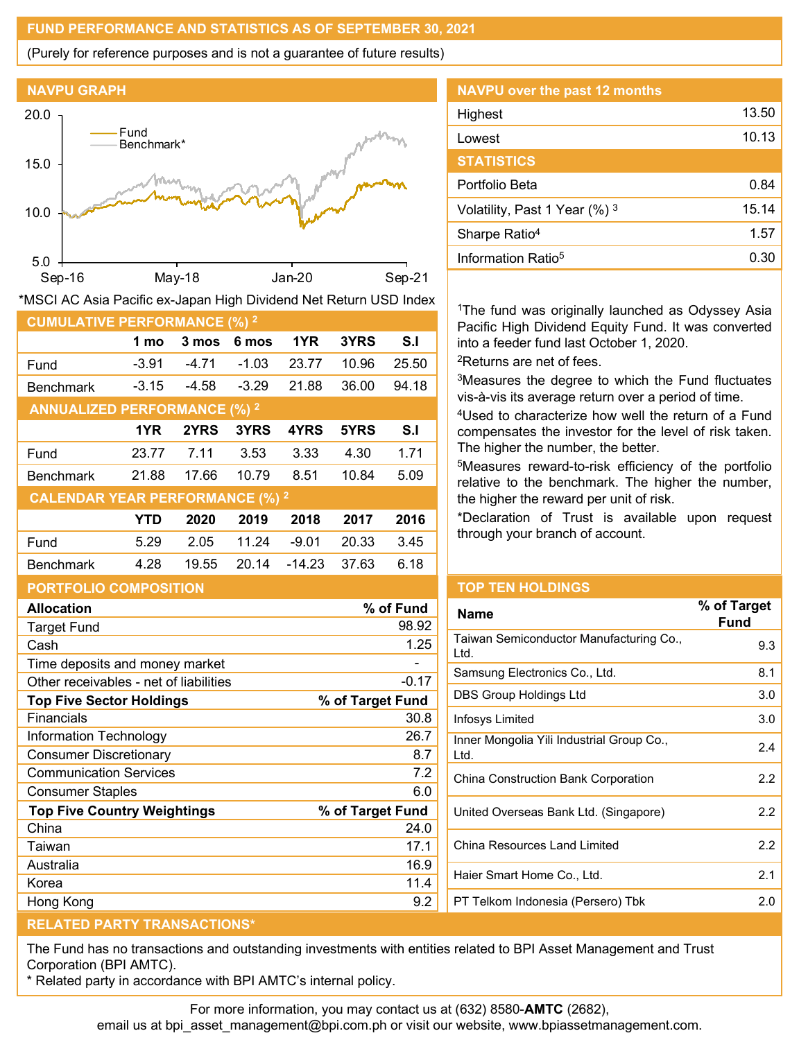## FUND PERFORMANCE AND STATISTICS AS OF SEPTEMBER 30, 2021

(Purely for reference purposes and is not a guarantee of future results)

### NAVPU GRAPH

*MSCI AC Asia Pacific ex-Japan High Dividend Net Return USD Index

### NAVPU over the past 12 months

| | |
|---|---|
| Highest | 13.50 |
| Lowest | 10.13 |

### STATISTICS

| | |
|---|---|
| Portfolio Beta | 0.84 |
| Volatility, Past 1 Year (%) [3] | 15.14 |
| Sharpe Ratio[4] | 1.57 |
| Information Ratio[5] | 0.30 |

[1]The fund was originally launched as Odyssey Asia Pacific High Dividend Equity Fund. It was converted into a feeder fund last October 1, 2020.

[2]Returns are net of fees.

[3]Measures the degree to which the Fund fluctuates vis-à-vis its average return over a period of time.

[4]Used to characterize how well the return of a Fund compensates the investor for the level of risk taken. The higher the number, the better.

[5]Measures reward-to-risk efficiency of the portfolio relative to the benchmark. The higher the number, the higher the reward per unit of risk.

*Declaration of Trust is available upon request through your branch of account.

### CUMULATIVE PERFORMANCE (%) [2]

| | 1 mo | 3 mos | 6 mos | 1YR | 3YRS | S.I |
|---|---|---|---|---|---|---|
| Fund | -3.91 | -4.71 | -1.03 | 23.77 | 10.96 | 25.50 |
| Benchmark | -3.15 | -4.58 | -3.29 | 21.88 | 36.00 | 94.18 |

### ANNUALIZED PERFORMANCE (%) [2]

| | 1YR | 2YRS | 3YRS | 4YRS | 5YRS | S.I |
|---|---|---|---|---|---|---|
| Fund | 23.77 | 7.11 | 3.53 | 3.33 | 4.30 | 1.71 |
| Benchmark | 21.88 | 17.66 | 10.79 | 8.51 | 10.84 | 5.09 |

### CALENDAR YEAR PERFORMANCE (%) [2]

| | YTD | 2020 | 2019 | 2018 | 2017 | 2016 |
|---|---|---|---|---|---|---|
| Fund | 5.29 | 2.05 | 11.24 | -9.01 | 20.33 | 3.45 |
| Benchmark | 4.28 | 19.55 | 20.14 | -14.23 | 37.63 | 6.18 |

### PORTFOLIO COMPOSITION

| Allocation | % of Fund |
|---|---|
| Target Fund | 98.92 |
| Cash | 1.25 |
| Time deposits and money market | - |
| Other receivables - net of liabilities | -0.17 |

| Top Five Sector Holdings | % of Target Fund |
|---|---|
| Financials | 30.8 |
| Information Technology | 26.7 |
| Consumer Discretionary | 8.7 |
| Communication Services | 7.2 |
| Consumer Staples | 6.0 |

| Top Five Country Weightings | % of Target Fund |
|---|---|
| China | 24.0 |
| Taiwan | 17.1 |
| Australia | 16.9 |
| Korea | 11.4 |
| Hong Kong | 9.2 |

### TOP TEN HOLDINGS

| Name | % of Target Fund |
|---|---|
| Taiwan Semiconductor Manufacturing Co., Ltd. | 9.3 |
| Samsung Electronics Co., Ltd. | 8.1 |
| DBS Group Holdings Ltd | 3.0 |
| Infosys Limited | 3.0 |
| Inner Mongolia Yili Industrial Group Co., Ltd. | 2.4 |
| China Construction Bank Corporation | 2.2 |
| United Overseas Bank Ltd. (Singapore) | 2.2 |
| China Resources Land Limited | 2.2 |
| Haier Smart Home Co., Ltd. | 2.1 |
| PT Telkom Indonesia (Persero) Tbk | 2.0 |

### RELATED PARTY TRANSACTIONS*

The Fund has no transactions and outstanding investments with entities related to BPI Asset Management and Trust Corporation (BPI AMTC).

* Related party in accordance with BPI AMTC's internal policy.

For more information, you may contact us at (632) 8580-**AMTC** (2682), email us at bpi_asset_management@bpi.com.ph or visit our website, www.bpiassetmanagement.com.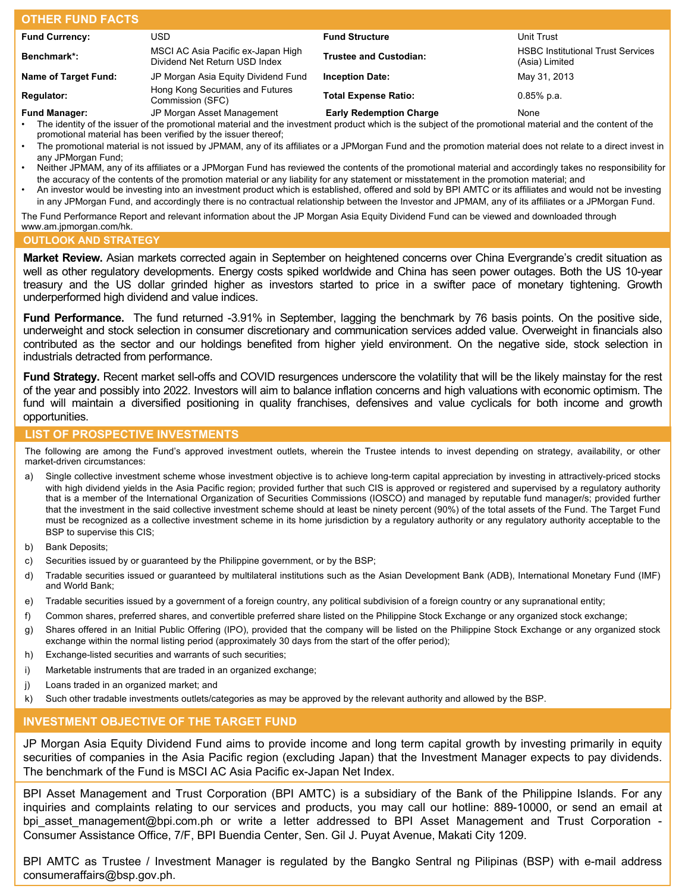## OTHER FUND FACTS

| | | | |
|---|---|---|---|
| **Fund Currency:** | USD | **Fund Structure** | Unit Trust |
| **Benchmark*:** | MSCI AC Asia Pacific ex-Japan High Dividend Net Return USD Index | **Trustee and Custodian:** | HSBC Institutional Trust Services (Asia) Limited |
| **Name of Target Fund:** | JP Morgan Asia Equity Dividend Fund | **Inception Date:** | May 31, 2013 |
| **Regulator:** | Hong Kong Securities and Futures Commission (SFC) | **Total Expense Ratio:** | 0.85% p.a. |
| **Fund Manager:** | JP Morgan Asset Management | **Early Redemption Charge** | None |

- The identity of the issuer of the promotional material and the investment product which is the subject of the promotional material and the content of the promotional material has been verified by the issuer thereof;
- The promotional material is not issued by JPMAM, any of its affiliates or a JPMorgan Fund and the promotion material does not relate to a direct invest in any JPMorgan Fund;
- Neither JPMAM, any of its affiliates or a JPMorgan Fund has reviewed the contents of the promotional material and accordingly takes no responsibility for the accuracy of the contents of the promotion material or any liability for any statement or misstatement in the promotion material; and
- An investor would be investing into an investment product which is established, offered and sold by BPI AMTC or its affiliates and would not be investing in any JPMorgan Fund, and accordingly there is no contractual relationship between the Investor and JPMAM, any of its affiliates or a JPMorgan Fund.

The Fund Performance Report and relevant information about the JP Morgan Asia Equity Dividend Fund can be viewed and downloaded through www.am.jpmorgan.com/hk.

## OUTLOOK AND STRATEGY

**Market Review.** Asian markets corrected again in September on heightened concerns over China Evergrande's credit situation as well as other regulatory developments. Energy costs spiked worldwide and China has seen power outages. Both the US 10-year treasury and the US dollar grinded higher as investors started to price in a swifter pace of monetary tightening. Growth underperformed high dividend and value indices.

**Fund Performance.** The fund returned -3.91% in September, lagging the benchmark by 76 basis points. On the positive side, underweight and stock selection in consumer discretionary and communication services added value. Overweight in financials also contributed as the sector and our holdings benefited from higher yield environment. On the negative side, stock selection in industrials detracted from performance.

**Fund Strategy.** Recent market sell-offs and COVID resurgences underscore the volatility that will be the likely mainstay for the rest of the year and possibly into 2022. Investors will aim to balance inflation concerns and high valuations with economic optimism. The fund will maintain a diversified positioning in quality franchises, defensives and value cyclicals for both income and growth opportunities.

## LIST OF PROSPECTIVE INVESTMENTS

The following are among the Fund's approved investment outlets, wherein the Trustee intends to invest depending on strategy, availability, or other market-driven circumstances:

a) Single collective investment scheme whose investment objective is to achieve long-term capital appreciation by investing in attractively-priced stocks with high dividend yields in the Asia Pacific region; provided further that such CIS is approved or registered and supervised by a regulatory authority that is a member of the International Organization of Securities Commissions (IOSCO) and managed by reputable fund manager/s; provided further that the investment in the said collective investment scheme should at least be ninety percent (90%) of the total assets of the Fund. The Target Fund must be recognized as a collective investment scheme in its home jurisdiction by a regulatory authority or any regulatory authority acceptable to the BSP to supervise this CIS;

b) Bank Deposits;

c) Securities issued by or guaranteed by the Philippine government, or by the BSP;

d) Tradable securities issued or guaranteed by multilateral institutions such as the Asian Development Bank (ADB), International Monetary Fund (IMF) and World Bank;

e) Tradable securities issued by a government of a foreign country, any political subdivision of a foreign country or any supranational entity;

f) Common shares, preferred shares, and convertible preferred share listed on the Philippine Stock Exchange or any organized stock exchange;

g) Shares offered in an Initial Public Offering (IPO), provided that the company will be listed on the Philippine Stock Exchange or any organized stock exchange within the normal listing period (approximately 30 days from the start of the offer period);

h) Exchange-listed securities and warrants of such securities;

i) Marketable instruments that are traded in an organized exchange;

j) Loans traded in an organized market; and

k) Such other tradable investments outlets/categories as may be approved by the relevant authority and allowed by the BSP.

## INVESTMENT OBJECTIVE OF THE TARGET FUND

JP Morgan Asia Equity Dividend Fund aims to provide income and long term capital growth by investing primarily in equity securities of companies in the Asia Pacific region (excluding Japan) that the Investment Manager expects to pay dividends. The benchmark of the Fund is MSCI AC Asia Pacific ex-Japan Net Index.

BPI Asset Management and Trust Corporation (BPI AMTC) is a subsidiary of the Bank of the Philippine Islands. For any inquiries and complaints relating to our services and products, you may call our hotline: 889-10000, or send an email at bpi_asset_management@bpi.com.ph or write a letter addressed to BPI Asset Management and Trust Corporation - Consumer Assistance Office, 7/F, BPI Buendia Center, Sen. Gil J. Puyat Avenue, Makati City 1209.

BPI AMTC as Trustee / Investment Manager is regulated by the Bangko Sentral ng Pilipinas (BSP) with e-mail address consumeraffairs@bsp.gov.ph.